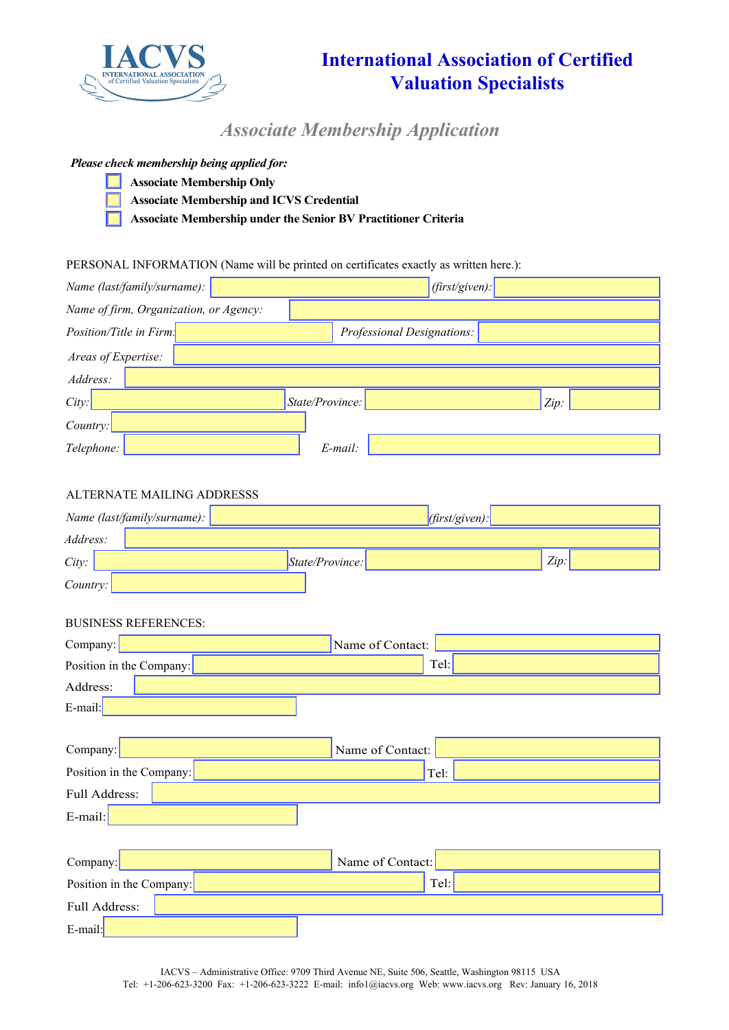# International Association of Certified Valuation Specialists

## *Associate Membership Application*

***Please check membership being applied for:***

- ☐ **Associate Membership Only**
- ☐ **Associate Membership and ICVS Credential**
- ☐ **Associate Membership under the Senior BV Practitioner Criteria**

PERSONAL INFORMATION (Name will be printed on certificates exactly as written here.):

*Name (last/family/surname):* ______ *(first/given):* ______

*Name of firm, Organization, or Agency:* ______

*Position/Title in Firm:* ______ *Professional Designations:* ______

*Areas of Expertise:* ______

*Address:* ______

*City:* ______ *State/Province:* ______ *Zip:* ______

*Country:* ______

*Telephone:* ______ *E-mail:* ______

ALTERNATE MAILING ADDRESSS

*Name (last/family/surname):* ______ *(first/given):* ______

*Address:* ______

*City:* ______ *State/Province:* ______ *Zip:* ______

*Country:* ______

BUSINESS REFERENCES:

Company: ______ Name of Contact: ______

Position in the Company: ______ Tel: ______

Address: ______

E-mail: ______

Company: ______ Name of Contact: ______

Position in the Company: ______ Tel: ______

Full Address: ______

E-mail: ______

Company: ______ Name of Contact: ______

Position in the Company: ______ Tel: ______

Full Address: ______

E-mail: ______

IACVS – Administrative Office: 9709 Third Avenue NE, Suite 506, Seattle, Washington 98115 USA
Tel: +1-206-623-3200 Fax: +1-206-623-3222 E-mail: info1@iacvs.org Web: www.iacvs.org Rev: January 16, 2018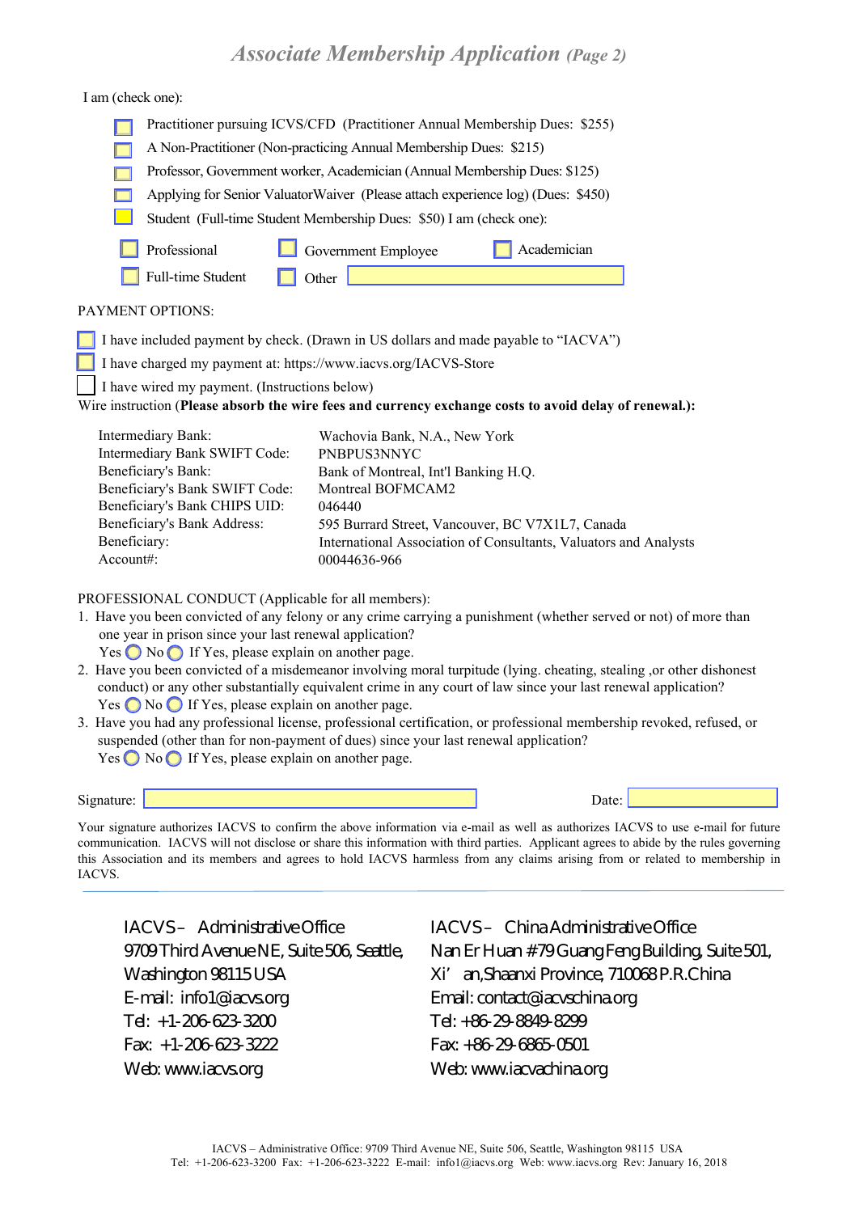## *Associate Membership Application (Page 2)*

I am (check one):

- ☐ Practitioner pursuing ICVS/CFD (Practitioner Annual Membership Dues: $255)
- ☐ A Non-Practitioner (Non-practicing Annual Membership Dues: $215)
- ☐ Professor, Government worker, Academician (Annual Membership Dues: $125)
- ☐ Applying for Senior ValuatorWaiver (Please attach experience log) (Dues: $450)
- ☐ Student (Full-time Student Membership Dues: $50) I am (check one):

☐ Professional ☐ Government Employee ☐ Academician

☐ Full-time Student ☐ Other ____________________

PAYMENT OPTIONS:

- ☐ I have included payment by check. (Drawn in US dollars and made payable to "IACVA")
- ☐ I have charged my payment at: https://www.iacvs.org/IACVS-Store
- ☐ I have wired my payment. (Instructions below)

Wire instruction (**Please absorb the wire fees and currency exchange costs to avoid delay of renewal.):**

| | |
|---|---|
| Intermediary Bank: | Wachovia Bank, N.A., New York |
| Intermediary Bank SWIFT Code: | PNBPUS3NNYC |
| Beneficiary's Bank: | Bank of Montreal, Int'l Banking H.Q. |
| Beneficiary's Bank SWIFT Code: | Montreal BOFMCAM2 |
| Beneficiary's Bank CHIPS UID: | 046440 |
| Beneficiary's Bank Address: | 595 Burrard Street, Vancouver, BC V7X1L7, Canada |
| Beneficiary: | International Association of Consultants, Valuators and Analysts |
| Account#: | 00044636-966 |

PROFESSIONAL CONDUCT (Applicable for all members):

1. Have you been convicted of any felony or any crime carrying a punishment (whether served or not) of more than one year in prison since your last renewal application?
   Yes ○ No ○ If Yes, please explain on another page.
2. Have you been convicted of a misdemeanor involving moral turpitude (lying. cheating, stealing ,or other dishonest conduct) or any other substantially equivalent crime in any court of law since your last renewal application?
   Yes ○ No ○ If Yes, please explain on another page.
3. Have you had any professional license, professional certification, or professional membership revoked, refused, or suspended (other than for non-payment of dues) since your last renewal application?
   Yes ○ No ○ If Yes, please explain on another page.

Signature: ____________________ Date: ____________

Your signature authorizes IACVS to confirm the above information via e-mail as well as authorizes IACVS to use e-mail for future communication. IACVS will not disclose or share this information with third parties. Applicant agrees to abide by the rules governing this Association and its members and agrees to hold IACVS harmless from any claims arising from or related to membership in IACVS.

IACVS – Administrative Office
9709 Third Avenue NE, Suite 506, Seattle, Washington 98115 USA
E-mail: info1@iacvs.org
Tel: +1-206-623-3200
Fax: +1-206-623-3222
Web: www.iacvs.org

IACVS – China Administrative Office
Nan Er Huan #79 Guang Feng Building, Suite 501, Xi'an, Shaanxi Province, 710068 P.R.China
Email: contact@iacvschina.org
Tel: +86-29-8849-8299
Fax: +86-29-6865-0501
Web: www.iacvachina.org